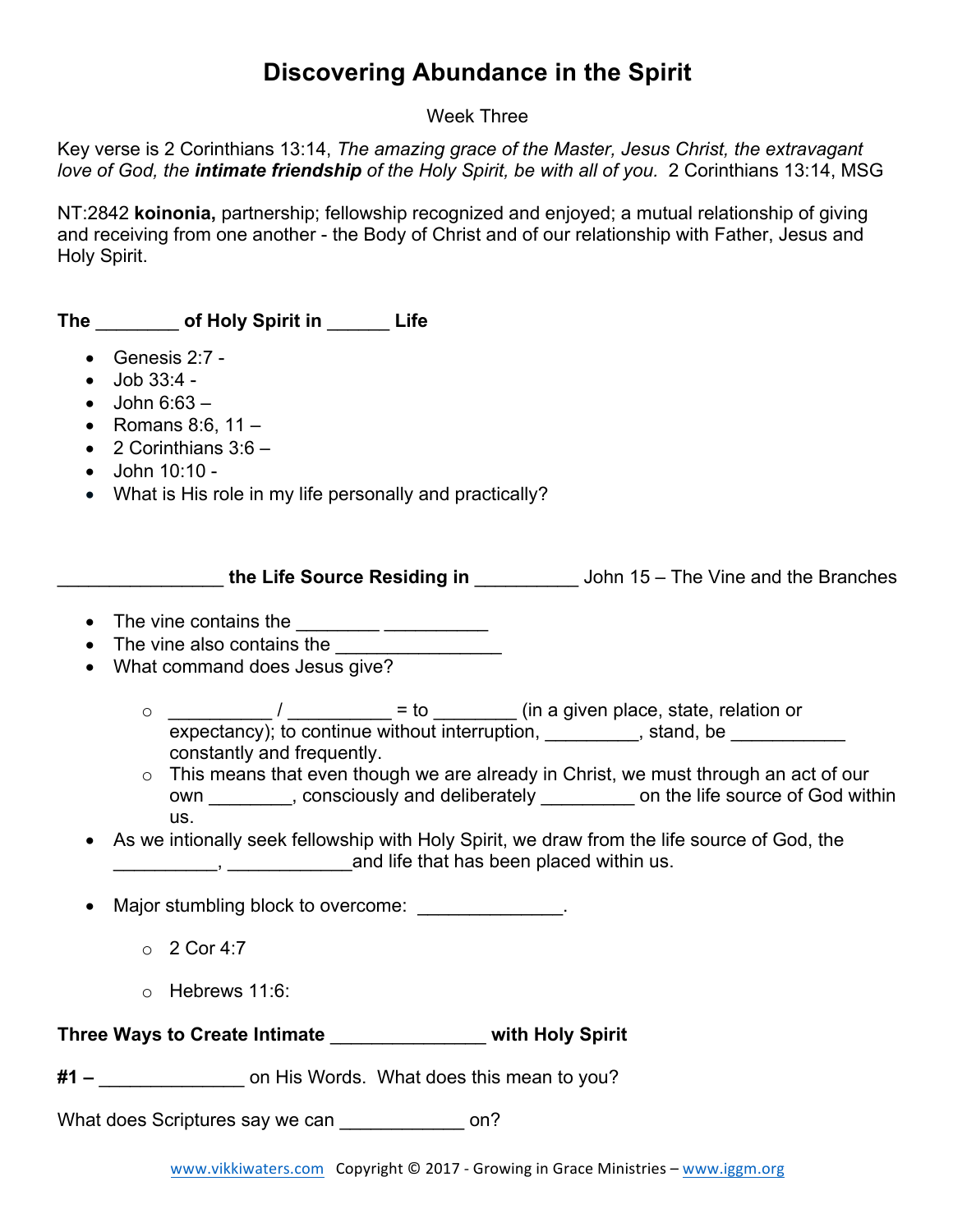# Discovering Abundance in the Spirit

Week Three

Key verse is 2 Corinthians 13:14, *The amazing grace of the Master, Jesus Christ, the extravagant love of God, the* ***intimate friendship*** *of the Holy Spirit, be with all of you.* 2 Corinthians 13:14, MSG

NT:2842 **koinonia,** partnership; fellowship recognized and enjoyed; a mutual relationship of giving and receiving from one another - the Body of Christ and of our relationship with Father, Jesus and Holy Spirit.

**The ________ of Holy Spirit in ______ Life**

- Genesis 2:7 -
- Job 33:4 -
- John 6:63 –
- Romans 8:6, 11 –
- 2 Corinthians 3:6 –
- John 10:10 -
- What is His role in my life personally and practically?

**________________ the Life Source Residing in __________** John 15 – The Vine and the Branches

- The vine contains the ________ __________
- The vine also contains the ________________
- What command does Jesus give?
    - __________ / __________ = to ________ (in a given place, state, relation or expectancy); to continue without interruption, _________, stand, be ___________ constantly and frequently.
    - This means that even though we are already in Christ, we must through an act of our own ________, consciously and deliberately _________ on the life source of God within us.
- As we intionally seek fellowship with Holy Spirit, we draw from the life source of God, the __________, ____________and life that has been placed within us.
- Major stumbling block to overcome: ______________.
    - 2 Cor 4:7
    - Hebrews 11:6:

**Three Ways to Create Intimate _______________ with Holy Spirit**

**#1 –** ______________ on His Words. What does this mean to you?

What does Scriptures say we can ____________ on?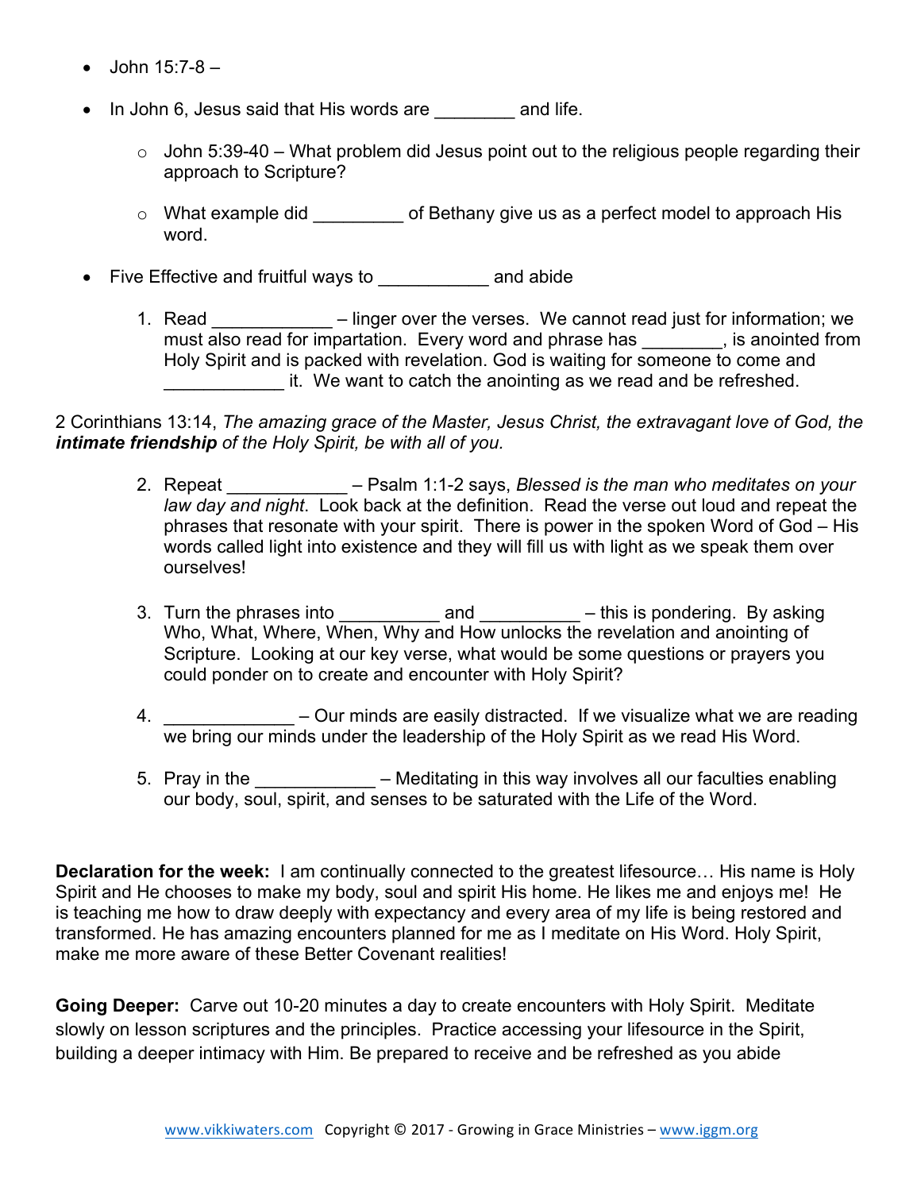- John 15:7-8 –
- In John 6, Jesus said that His words are ________ and life.
  - John 5:39-40 – What problem did Jesus point out to the religious people regarding their approach to Scripture?
  - What example did _________ of Bethany give us as a perfect model to approach His word.
- Five Effective and fruitful ways to ___________ and abide

  1. Read ____________ – linger over the verses. We cannot read just for information; we must also read for impartation. Every word and phrase has ________, is anointed from Holy Spirit and is packed with revelation. God is waiting for someone to come and ____________ it. We want to catch the anointing as we read and be refreshed.

2 Corinthians 13:14, *The amazing grace of the Master, Jesus Christ, the extravagant love of God, the* ***intimate friendship*** *of the Holy Spirit, be with all of you.*

2. Repeat ____________ – Psalm 1:1-2 says, *Blessed is the man who meditates on your law day and night*. Look back at the definition. Read the verse out loud and repeat the phrases that resonate with your spirit. There is power in the spoken Word of God – His words called light into existence and they will fill us with light as we speak them over ourselves!

3. Turn the phrases into __________ and __________ – this is pondering. By asking Who, What, Where, When, Why and How unlocks the revelation and anointing of Scripture. Looking at our key verse, what would be some questions or prayers you could ponder on to create and encounter with Holy Spirit?

4. _____________ – Our minds are easily distracted. If we visualize what we are reading we bring our minds under the leadership of the Holy Spirit as we read His Word.

5. Pray in the ____________ – Meditating in this way involves all our faculties enabling our body, soul, spirit, and senses to be saturated with the Life of the Word.

**Declaration for the week:** I am continually connected to the greatest lifesource… His name is Holy Spirit and He chooses to make my body, soul and spirit His home. He likes me and enjoys me! He is teaching me how to draw deeply with expectancy and every area of my life is being restored and transformed. He has amazing encounters planned for me as I meditate on His Word. Holy Spirit, make me more aware of these Better Covenant realities!

**Going Deeper:** Carve out 10-20 minutes a day to create encounters with Holy Spirit. Meditate slowly on lesson scriptures and the principles. Practice accessing your lifesource in the Spirit, building a deeper intimacy with Him. Be prepared to receive and be refreshed as you abide

www.vikkiwaters.com Copyright © 2017 - Growing in Grace Ministries – www.iggm.org